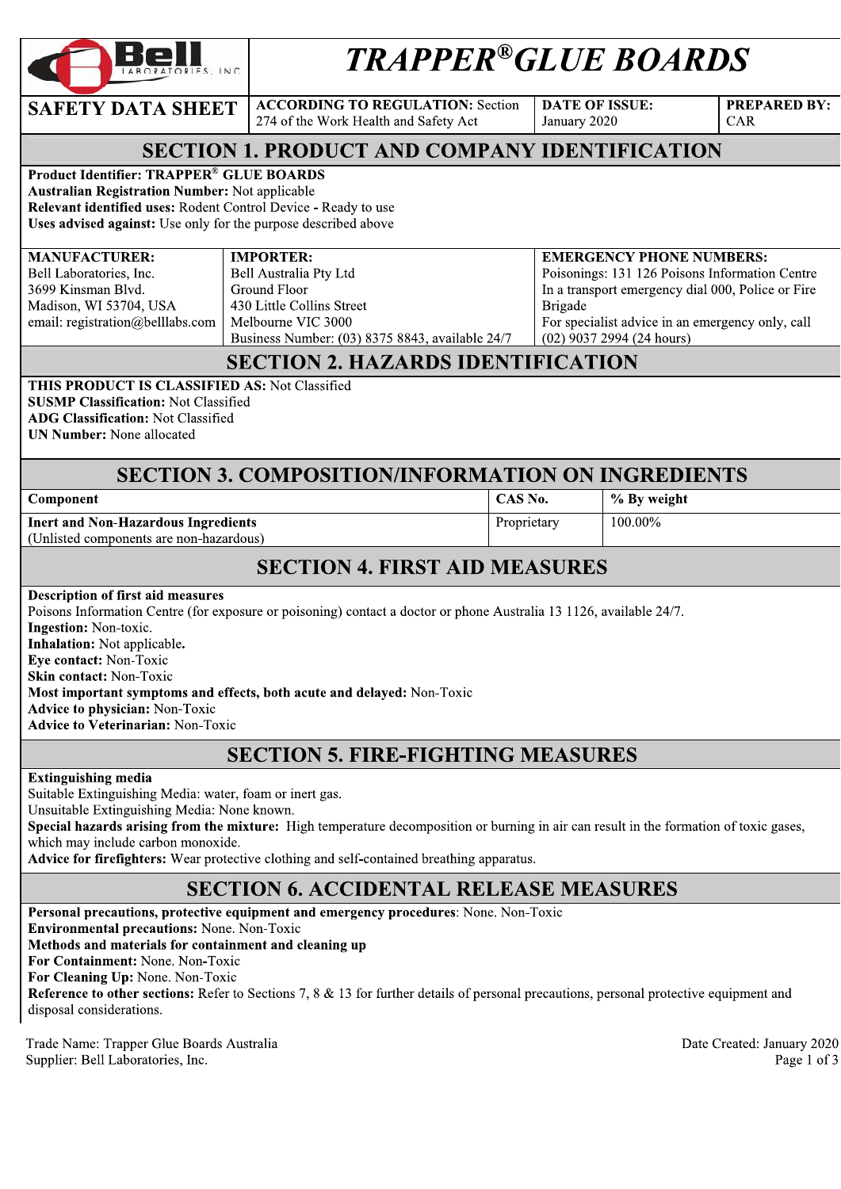# TRAPPER®GLUE BOARDS

| SAFETY DATA SHEET | ACCORDING TO REGULATION: Section 274 of the Work Health and Safety Act | DATE OF ISSUE: January 2020 | PREPARED BY: CAR |
|---|---|---|---|

## SECTION 1. PRODUCT AND COMPANY IDENTIFICATION

**Product Identifier: TRAPPER® GLUE BOARDS**
**Australian Registration Number:** Not applicable
**Relevant identified uses:** Rodent Control Device - Ready to use
**Uses advised against:** Use only for the purpose described above

| MANUFACTURER: | IMPORTER: | EMERGENCY PHONE NUMBERS: |
|---|---|---|
| Bell Laboratories, Inc.<br>3699 Kinsman Blvd.<br>Madison, WI 53704, USA<br>email: registration@belllabs.com | Bell Australia Pty Ltd<br>Ground Floor<br>430 Little Collins Street<br>Melbourne VIC 3000<br>Business Number: (03) 8375 8843, available 24/7 | Poisonings: 131 126 Poisons Information Centre<br>In a transport emergency dial 000, Police or Fire Brigade<br>For specialist advice in an emergency only, call (02) 9037 2994 (24 hours) |

## SECTION 2. HAZARDS IDENTIFICATION

**THIS PRODUCT IS CLASSIFIED AS:** Not Classified
**SUSMP Classification:** Not Classified
**ADG Classification:** Not Classified
**UN Number:** None allocated

## SECTION 3. COMPOSITION/INFORMATION ON INGREDIENTS

| Component | CAS No. | % By weight |
|---|---|---|
| **Inert and Non-Hazardous Ingredients**<br>(Unlisted components are non-hazardous) | Proprietary | 100.00% |

## SECTION 4. FIRST AID MEASURES

**Description of first aid measures**
Poisons Information Centre (for exposure or poisoning) contact a doctor or phone Australia 13 1126, available 24/7.
**Ingestion:** Non-toxic.
**Inhalation:** Not applicable.
**Eye contact:** Non-Toxic
**Skin contact:** Non-Toxic
**Most important symptoms and effects, both acute and delayed:** Non-Toxic
**Advice to physician:** Non-Toxic
**Advice to Veterinarian:** Non-Toxic

## SECTION 5. FIRE-FIGHTING MEASURES

**Extinguishing media**
Suitable Extinguishing Media: water, foam or inert gas.
Unsuitable Extinguishing Media: None known.
**Special hazards arising from the mixture:** High temperature decomposition or burning in air can result in the formation of toxic gases, which may include carbon monoxide.
**Advice for firefighters:** Wear protective clothing and self-contained breathing apparatus.

## SECTION 6. ACCIDENTAL RELEASE MEASURES

**Personal precautions, protective equipment and emergency procedures**: None. Non-Toxic
**Environmental precautions:** None. Non-Toxic
**Methods and materials for containment and cleaning up**
**For Containment:** None. Non-Toxic
**For Cleaning Up:** None. Non-Toxic
**Reference to other sections:** Refer to Sections 7, 8 & 13 for further details of personal precautions, personal protective equipment and disposal considerations.

Trade Name: Trapper Glue Boards Australia
Supplier: Bell Laboratories, Inc.

Date Created: January 2020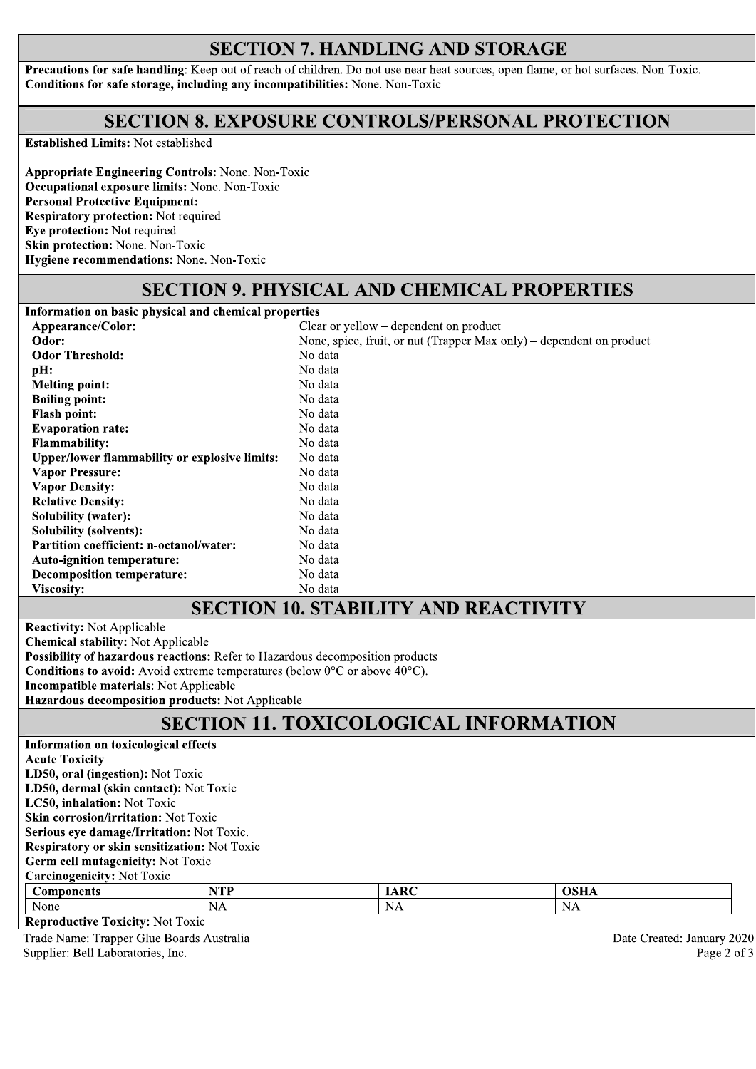## SECTION 7. HANDLING AND STORAGE

**Precautions for safe handling**: Keep out of reach of children. Do not use near heat sources, open flame, or hot surfaces. Non-Toxic.
**Conditions for safe storage, including any incompatibilities:** None. Non-Toxic

## SECTION 8. EXPOSURE CONTROLS/PERSONAL PROTECTION

**Established Limits:** Not established

**Appropriate Engineering Controls:** None. Non-Toxic
**Occupational exposure limits:** None. Non-Toxic
**Personal Protective Equipment:**
**Respiratory protection:** Not required
**Eye protection:** Not required
**Skin protection:** None. Non-Toxic
**Hygiene recommendations:** None. Non-Toxic

## SECTION 9. PHYSICAL AND CHEMICAL PROPERTIES

**Information on basic physical and chemical properties**

| | |
|---|---|
| **Appearance/Color:** | Clear or yellow – dependent on product |
| **Odor:** | None, spice, fruit, or nut (Trapper Max only) – dependent on product |
| **Odor Threshold:** | No data |
| **pH:** | No data |
| **Melting point:** | No data |
| **Boiling point:** | No data |
| **Flash point:** | No data |
| **Evaporation rate:** | No data |
| **Flammability:** | No data |
| **Upper/lower flammability or explosive limits:** | No data |
| **Vapor Pressure:** | No data |
| **Vapor Density:** | No data |
| **Relative Density:** | No data |
| **Solubility (water):** | No data |
| **Solubility (solvents):** | No data |
| **Partition coefficient: n-octanol/water:** | No data |
| **Auto-ignition temperature:** | No data |
| **Decomposition temperature:** | No data |
| **Viscosity:** | No data |

## SECTION 10. STABILITY AND REACTIVITY

**Reactivity:** Not Applicable
**Chemical stability:** Not Applicable
**Possibility of hazardous reactions:** Refer to Hazardous decomposition products
**Conditions to avoid:** Avoid extreme temperatures (below 0°C or above 40°C).
**Incompatible materials**: Not Applicable
**Hazardous decomposition products:** Not Applicable

## SECTION 11. TOXICOLOGICAL INFORMATION

**Information on toxicological effects**
**Acute Toxicity**
**LD50, oral (ingestion):** Not Toxic
**LD50, dermal (skin contact):** Not Toxic
**LC50, inhalation:** Not Toxic
**Skin corrosion/irritation:** Not Toxic
**Serious eye damage/Irritation:** Not Toxic.
**Respiratory or skin sensitization:** Not Toxic
**Germ cell mutagenicity:** Not Toxic
**Carcinogenicity:** Not Toxic

| Components | NTP | IARC | OSHA |
|---|---|---|---|
| None | NA | NA | NA |

**Reproductive Toxicity:** Not Toxic

Trade Name: Trapper Glue Boards Australia
Supplier: Bell Laboratories, Inc.
Date Created: January 2020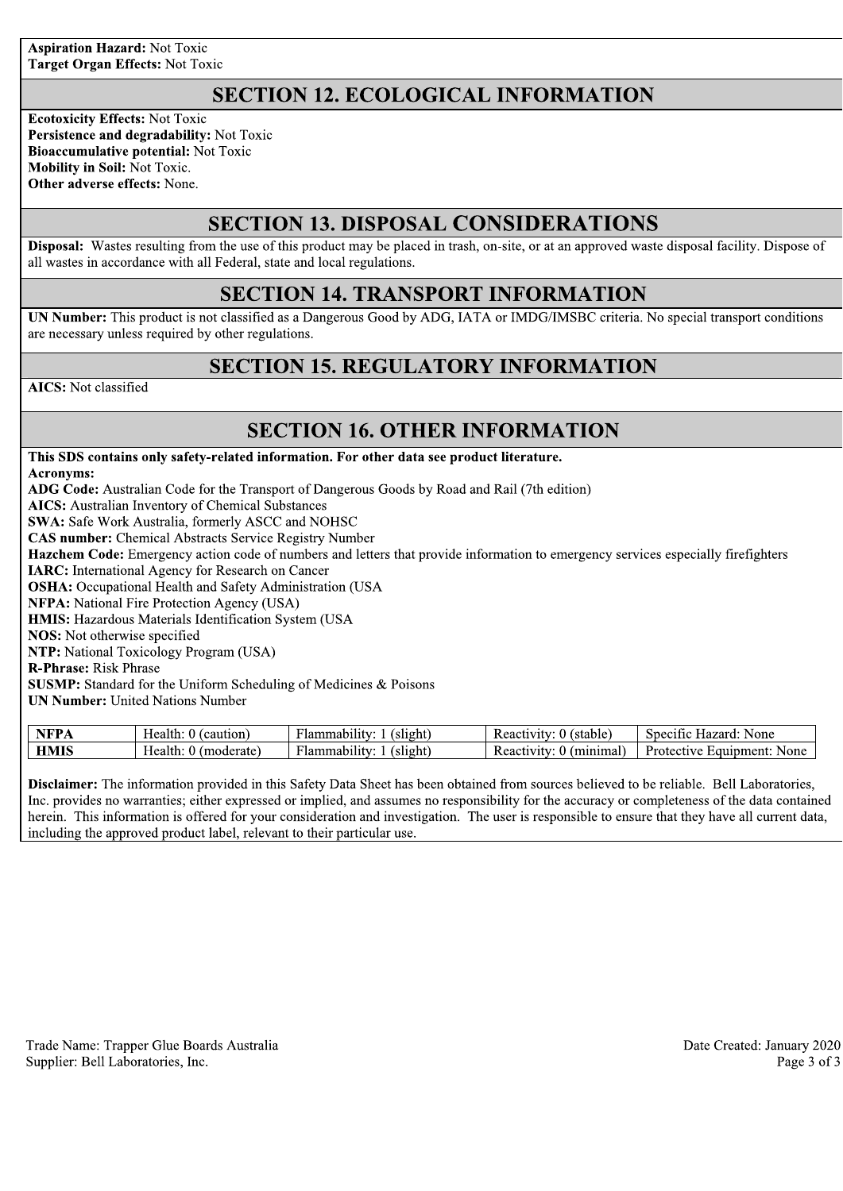**Aspiration Hazard:** Not Toxic
**Target Organ Effects:** Not Toxic

## SECTION 12. ECOLOGICAL INFORMATION

**Ecotoxicity Effects:** Not Toxic
**Persistence and degradability:** Not Toxic
**Bioaccumulative potential:** Not Toxic
**Mobility in Soil:** Not Toxic.
**Other adverse effects:** None.

## SECTION 13. DISPOSAL CONSIDERATIONS

**Disposal:** Wastes resulting from the use of this product may be placed in trash, on-site, or at an approved waste disposal facility. Dispose of all wastes in accordance with all Federal, state and local regulations.

## SECTION 14. TRANSPORT INFORMATION

**UN Number:** This product is not classified as a Dangerous Good by ADG, IATA or IMDG/IMSBC criteria. No special transport conditions are necessary unless required by other regulations.

## SECTION 15. REGULATORY INFORMATION

**AICS:** Not classified

## SECTION 16. OTHER INFORMATION

**This SDS contains only safety-related information. For other data see product literature.**

**Acronyms:**
**ADG Code:** Australian Code for the Transport of Dangerous Goods by Road and Rail (7th edition)
**AICS:** Australian Inventory of Chemical Substances
**SWA:** Safe Work Australia, formerly ASCC and NOHSC
**CAS number:** Chemical Abstracts Service Registry Number
**Hazchem Code:** Emergency action code of numbers and letters that provide information to emergency services especially firefighters
**IARC:** International Agency for Research on Cancer
**OSHA:** Occupational Health and Safety Administration (USA
**NFPA:** National Fire Protection Agency (USA)
**HMIS:** Hazardous Materials Identification System (USA
**NOS:** Not otherwise specified
**NTP:** National Toxicology Program (USA)
**R-Phrase:** Risk Phrase
**SUSMP:** Standard for the Uniform Scheduling of Medicines & Poisons
**UN Number:** United Nations Number

| | | | | |
|---|---|---|---|---|
| **NFPA** | Health: 0 (caution) | Flammability: 1 (slight) | Reactivity: 0 (stable) | Specific Hazard: None |
| **HMIS** | Health: 0 (moderate) | Flammability: 1 (slight) | Reactivity: 0 (minimal) | Protective Equipment: None |

**Disclaimer:** The information provided in this Safety Data Sheet has been obtained from sources believed to be reliable. Bell Laboratories, Inc. provides no warranties; either expressed or implied, and assumes no responsibility for the accuracy or completeness of the data contained herein. This information is offered for your consideration and investigation. The user is responsible to ensure that they have all current data, including the approved product label, relevant to their particular use.